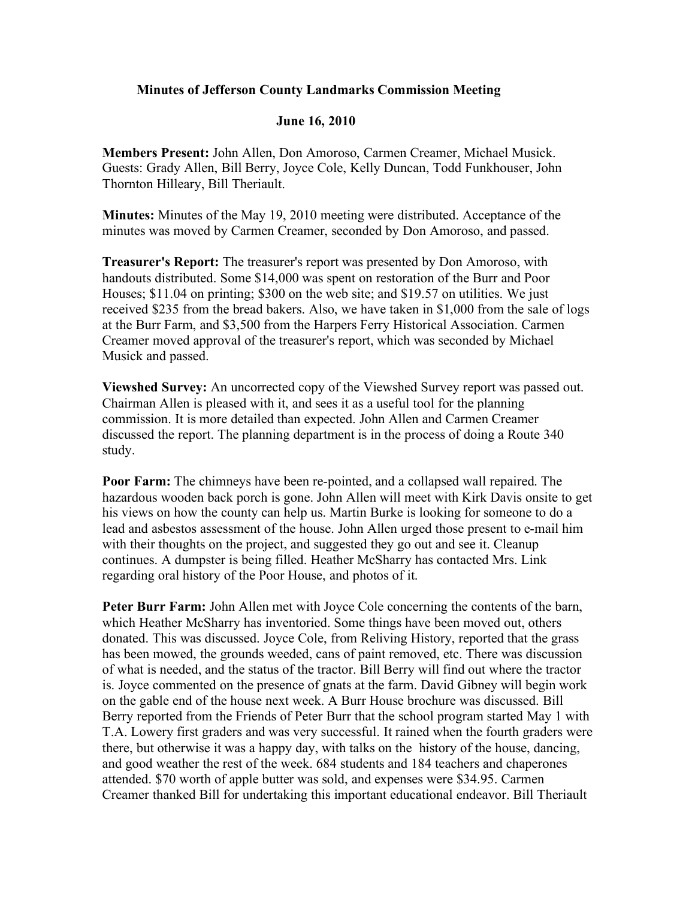**Minutes of Jefferson County Landmarks Commission Meeting**

**June 16, 2010**

**Members Present:** John Allen, Don Amoroso, Carmen Creamer, Michael Musick. Guests: Grady Allen, Bill Berry, Joyce Cole, Kelly Duncan, Todd Funkhouser, John Thornton Hilleary, Bill Theriault.

**Minutes:** Minutes of the May 19, 2010 meeting were distributed. Acceptance of the minutes was moved by Carmen Creamer, seconded by Don Amoroso, and passed.

**Treasurer's Report:** The treasurer's report was presented by Don Amoroso, with handouts distributed. Some $14,000 was spent on restoration of the Burr and Poor Houses; $11.04 on printing; $300 on the web site; and $19.57 on utilities. We just received $235 from the bread bakers. Also, we have taken in $1,000 from the sale of logs at the Burr Farm, and $3,500 from the Harpers Ferry Historical Association. Carmen Creamer moved approval of the treasurer's report, which was seconded by Michael Musick and passed.

**Viewshed Survey:** An uncorrected copy of the Viewshed Survey report was passed out. Chairman Allen is pleased with it, and sees it as a useful tool for the planning commission. It is more detailed than expected. John Allen and Carmen Creamer discussed the report. The planning department is in the process of doing a Route 340 study.

**Poor Farm:** The chimneys have been re-pointed, and a collapsed wall repaired. The hazardous wooden back porch is gone. John Allen will meet with Kirk Davis onsite to get his views on how the county can help us. Martin Burke is looking for someone to do a lead and asbestos assessment of the house. John Allen urged those present to e-mail him with their thoughts on the project, and suggested they go out and see it. Cleanup continues. A dumpster is being filled. Heather McSharry has contacted Mrs. Link regarding oral history of the Poor House, and photos of it.

**Peter Burr Farm:** John Allen met with Joyce Cole concerning the contents of the barn, which Heather McSharry has inventoried. Some things have been moved out, others donated. This was discussed. Joyce Cole, from Reliving History, reported that the grass has been mowed, the grounds weeded, cans of paint removed, etc. There was discussion of what is needed, and the status of the tractor. Bill Berry will find out where the tractor is. Joyce commented on the presence of gnats at the farm. David Gibney will begin work on the gable end of the house next week. A Burr House brochure was discussed. Bill Berry reported from the Friends of Peter Burr that the school program started May 1 with T.A. Lowery first graders and was very successful. It rained when the fourth graders were there, but otherwise it was a happy day, with talks on the history of the house, dancing, and good weather the rest of the week. 684 students and 184 teachers and chaperones attended. $70 worth of apple butter was sold, and expenses were $34.95. Carmen Creamer thanked Bill for undertaking this important educational endeavor. Bill Theriault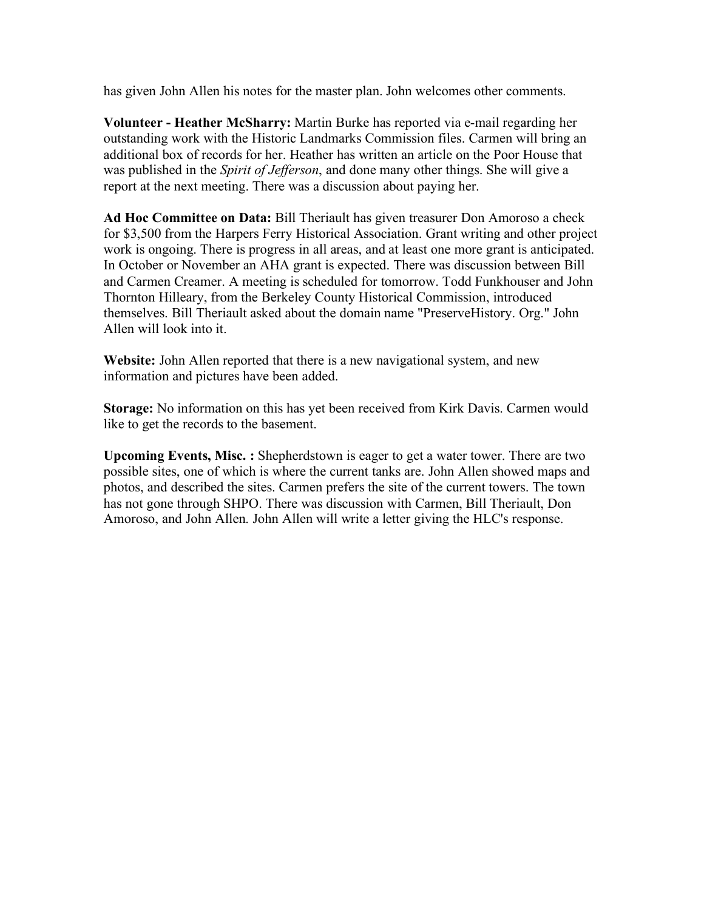has given John Allen his notes for the master plan. John welcomes other comments.

**Volunteer - Heather McSharry:** Martin Burke has reported via e-mail regarding her outstanding work with the Historic Landmarks Commission files. Carmen will bring an additional box of records for her. Heather has written an article on the Poor House that was published in the *Spirit of Jefferson*, and done many other things. She will give a report at the next meeting. There was a discussion about paying her.

**Ad Hoc Committee on Data:** Bill Theriault has given treasurer Don Amoroso a check for $3,500 from the Harpers Ferry Historical Association. Grant writing and other project work is ongoing. There is progress in all areas, and at least one more grant is anticipated. In October or November an AHA grant is expected. There was discussion between Bill and Carmen Creamer. A meeting is scheduled for tomorrow. Todd Funkhouser and John Thornton Hilleary, from the Berkeley County Historical Commission, introduced themselves. Bill Theriault asked about the domain name "PreserveHistory. Org." John Allen will look into it.

**Website:** John Allen reported that there is a new navigational system, and new information and pictures have been added.

**Storage:** No information on this has yet been received from Kirk Davis. Carmen would like to get the records to the basement.

**Upcoming Events, Misc. :** Shepherdstown is eager to get a water tower. There are two possible sites, one of which is where the current tanks are. John Allen showed maps and photos, and described the sites. Carmen prefers the site of the current towers. The town has not gone through SHPO. There was discussion with Carmen, Bill Theriault, Don Amoroso, and John Allen. John Allen will write a letter giving the HLC's response.